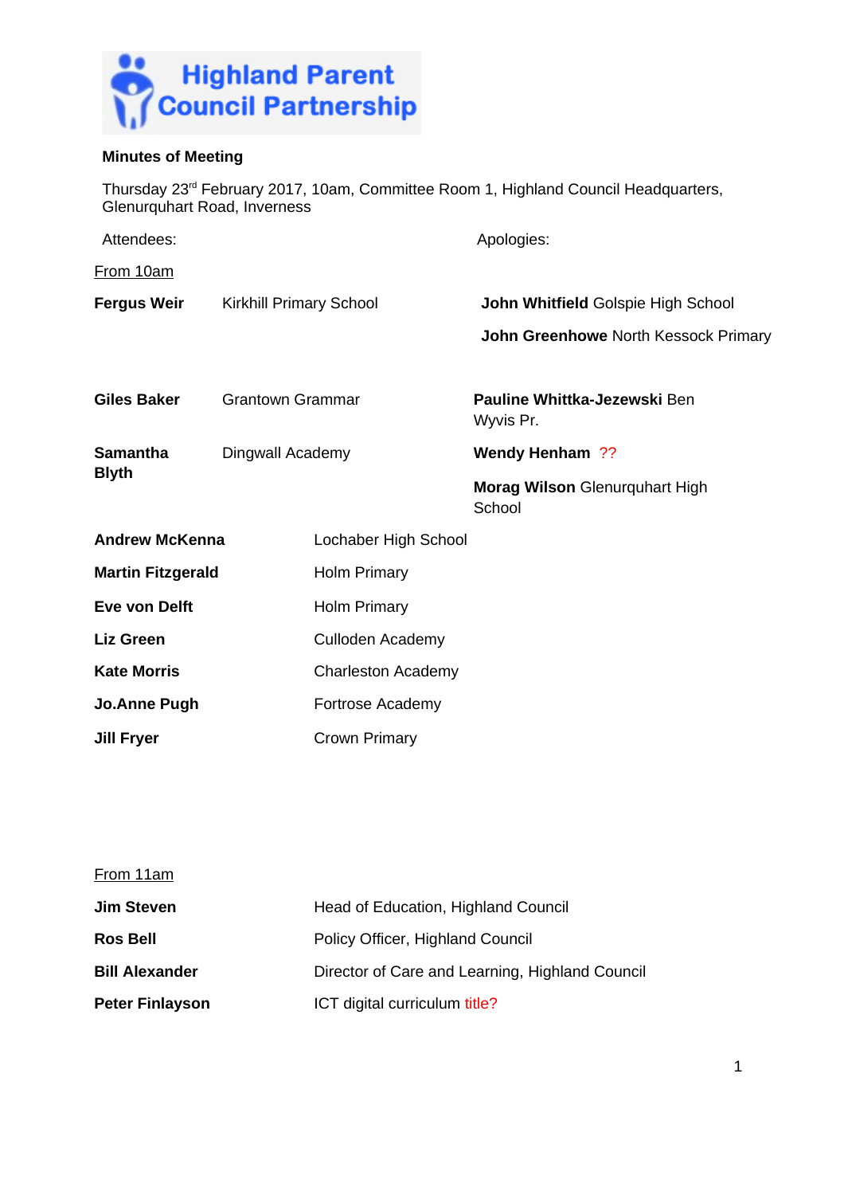# Highland Parent Council Partnership

**Minutes of Meeting**

Thursday 23rd February 2017, 10am, Committee Room 1, Highland Council Headquarters, Glenurquhart Road, Inverness

Attendees:

From 10am

| | |
|---|---|
| **Fergus Weir** | Kirkhill Primary School |
| **Giles Baker** | Grantown Grammar |
| **Samantha Blyth** | Dingwall Academy |
| **Andrew McKenna** | Lochaber High School |
| **Martin Fitzgerald** | Holm Primary |
| **Eve von Delft** | Holm Primary |
| **Liz Green** | Culloden Academy |
| **Kate Morris** | Charleston Academy |
| **Jo.Anne Pugh** | Fortrose Academy |
| **Jill Fryer** | Crown Primary |

Apologies:

**John Whitfield** Golspie High School

**John Greenhowe** North Kessock Primary

**Pauline Whittka-Jezewski** Ben Wyvis Pr.

**Wendy Henham** ??

**Morag Wilson** Glenurquhart High School

From 11am

| | |
|---|---|
| **Jim Steven** | Head of Education, Highland Council |
| **Ros Bell** | Policy Officer, Highland Council |
| **Bill Alexander** | Director of Care and Learning, Highland Council |
| **Peter Finlayson** | ICT digital curriculum title? |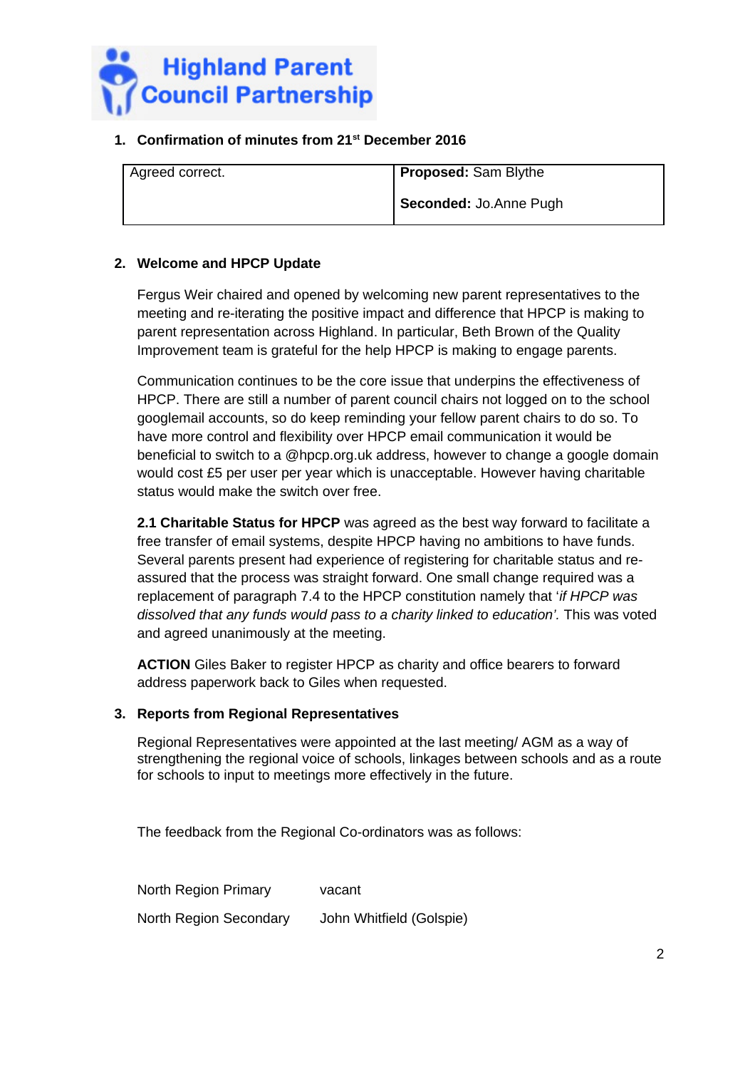**Highland Parent Council Partnership**

## 1. Confirmation of minutes from 21st December 2016

| Agreed correct. | **Proposed:** Sam Blythe<br><br>**Seconded:** Jo.Anne Pugh |
|---|---|

## 2. Welcome and HPCP Update

Fergus Weir chaired and opened by welcoming new parent representatives to the meeting and re-iterating the positive impact and difference that HPCP is making to parent representation across Highland. In particular, Beth Brown of the Quality Improvement team is grateful for the help HPCP is making to engage parents.

Communication continues to be the core issue that underpins the effectiveness of HPCP. There are still a number of parent council chairs not logged on to the school googlemail accounts, so do keep reminding your fellow parent chairs to do so. To have more control and flexibility over HPCP email communication it would be beneficial to switch to a @hpcp.org.uk address, however to change a google domain would cost £5 per user per year which is unacceptable. However having charitable status would make the switch over free.

**2.1 Charitable Status for HPCP** was agreed as the best way forward to facilitate a free transfer of email systems, despite HPCP having no ambitions to have funds. Several parents present had experience of registering for charitable status and re-assured that the process was straight forward. One small change required was a replacement of paragraph 7.4 to the HPCP constitution namely that '*if HPCP was dissolved that any funds would pass to a charity linked to education'.* This was voted and agreed unanimously at the meeting.

**ACTION** Giles Baker to register HPCP as charity and office bearers to forward address paperwork back to Giles when requested.

## 3. Reports from Regional Representatives

Regional Representatives were appointed at the last meeting/ AGM as a way of strengthening the regional voice of schools, linkages between schools and as a route for schools to input to meetings more effectively in the future.

The feedback from the Regional Co-ordinators was as follows:

North Region Primary vacant

North Region Secondary John Whitfield (Golspie)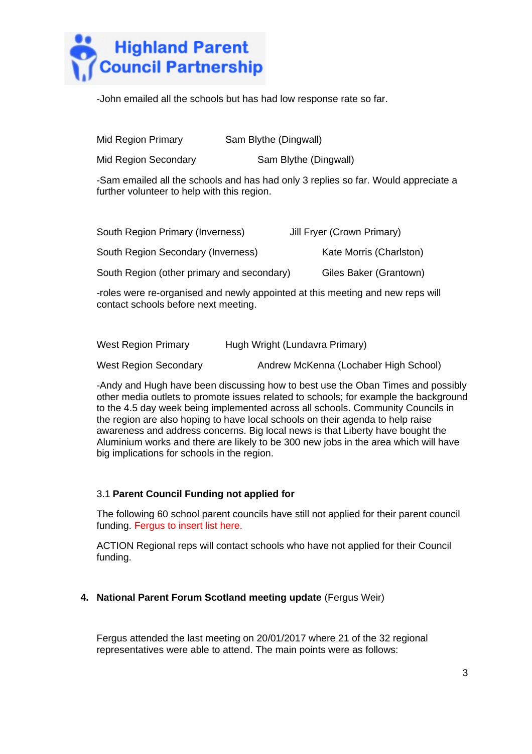-John emailed all the schools but has had low response rate so far.

Mid Region Primary Sam Blythe (Dingwall)

Mid Region Secondary Sam Blythe (Dingwall)

-Sam emailed all the schools and has had only 3 replies so far. Would appreciate a further volunteer to help with this region.

South Region Primary (Inverness) Jill Fryer (Crown Primary)

South Region Secondary (Inverness) Kate Morris (Charlston)

South Region (other primary and secondary) Giles Baker (Grantown)

-roles were re-organised and newly appointed at this meeting and new reps will contact schools before next meeting.

West Region Primary Hugh Wright (Lundavra Primary)

West Region Secondary Andrew McKenna (Lochaber High School)

-Andy and Hugh have been discussing how to best use the Oban Times and possibly other media outlets to promote issues related to schools; for example the background to the 4.5 day week being implemented across all schools. Community Councils in the region are also hoping to have local schools on their agenda to help raise awareness and address concerns. Big local news is that Liberty have bought the Aluminium works and there are likely to be 300 new jobs in the area which will have big implications for schools in the region.

3.1 **Parent Council Funding not applied for**

The following 60 school parent councils have still not applied for their parent council funding. Fergus to insert list here.

ACTION Regional reps will contact schools who have not applied for their Council funding.

4. **National Parent Forum Scotland meeting update** (Fergus Weir)

Fergus attended the last meeting on 20/01/2017 where 21 of the 32 regional representatives were able to attend. The main points were as follows: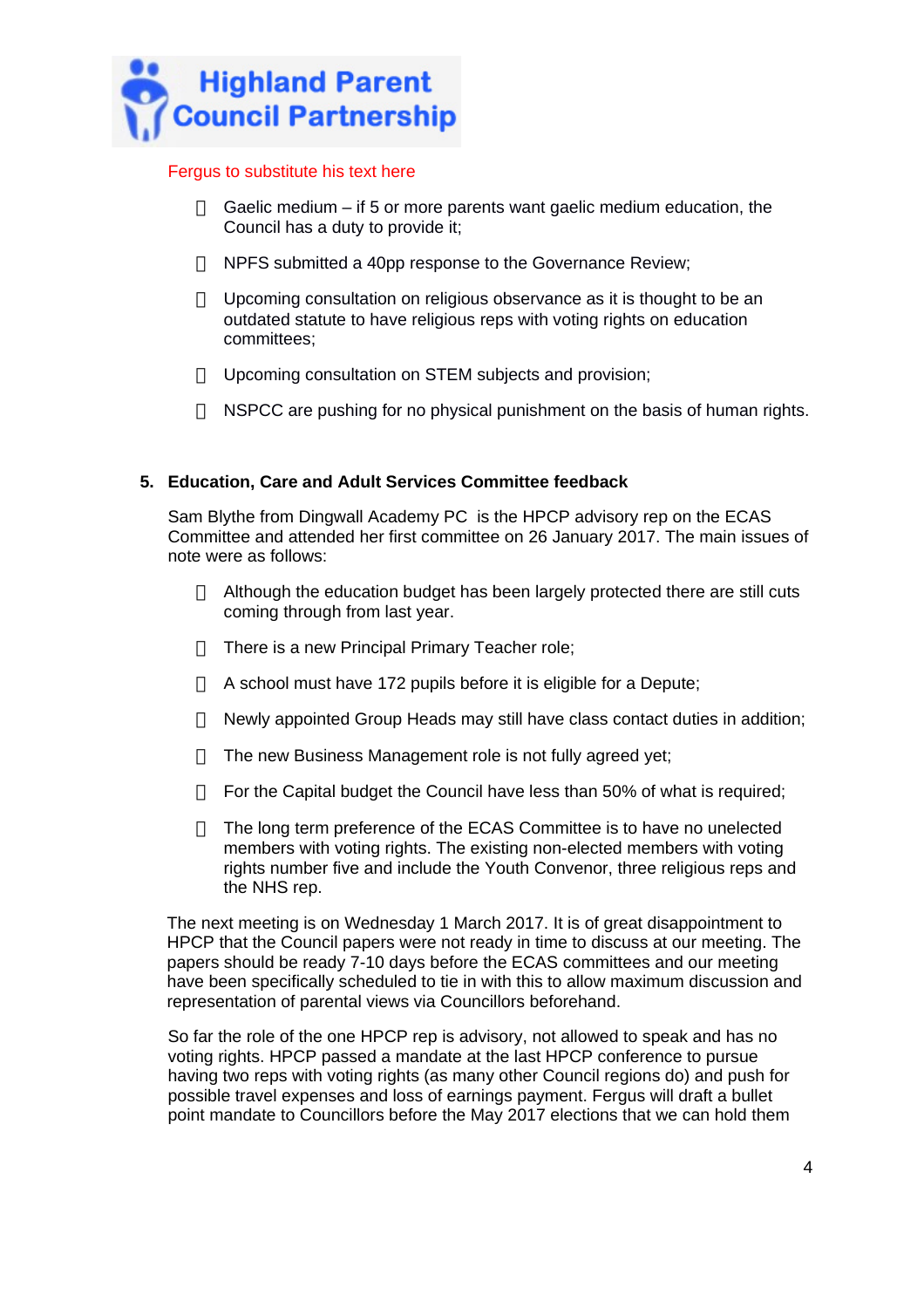Fergus to substitute his text here

- Gaelic medium – if 5 or more parents want gaelic medium education, the Council has a duty to provide it;
- NPFS submitted a 40pp response to the Governance Review;
- Upcoming consultation on religious observance as it is thought to be an outdated statute to have religious reps with voting rights on education committees;
- Upcoming consultation on STEM subjects and provision;
- NSPCC are pushing for no physical punishment on the basis of human rights.

**5. Education, Care and Adult Services Committee feedback**

Sam Blythe from Dingwall Academy PC is the HPCP advisory rep on the ECAS Committee and attended her first committee on 26 January 2017. The main issues of note were as follows:

- Although the education budget has been largely protected there are still cuts coming through from last year.
- There is a new Principal Primary Teacher role;
- A school must have 172 pupils before it is eligible for a Depute;
- Newly appointed Group Heads may still have class contact duties in addition;
- The new Business Management role is not fully agreed yet;
- For the Capital budget the Council have less than 50% of what is required;
- The long term preference of the ECAS Committee is to have no unelected members with voting rights. The existing non-elected members with voting rights number five and include the Youth Convenor, three religious reps and the NHS rep.

The next meeting is on Wednesday 1 March 2017. It is of great disappointment to HPCP that the Council papers were not ready in time to discuss at our meeting. The papers should be ready 7-10 days before the ECAS committees and our meeting have been specifically scheduled to tie in with this to allow maximum discussion and representation of parental views via Councillors beforehand.

So far the role of the one HPCP rep is advisory, not allowed to speak and has no voting rights. HPCP passed a mandate at the last HPCP conference to pursue having two reps with voting rights (as many other Council regions do) and push for possible travel expenses and loss of earnings payment. Fergus will draft a bullet point mandate to Councillors before the May 2017 elections that we can hold them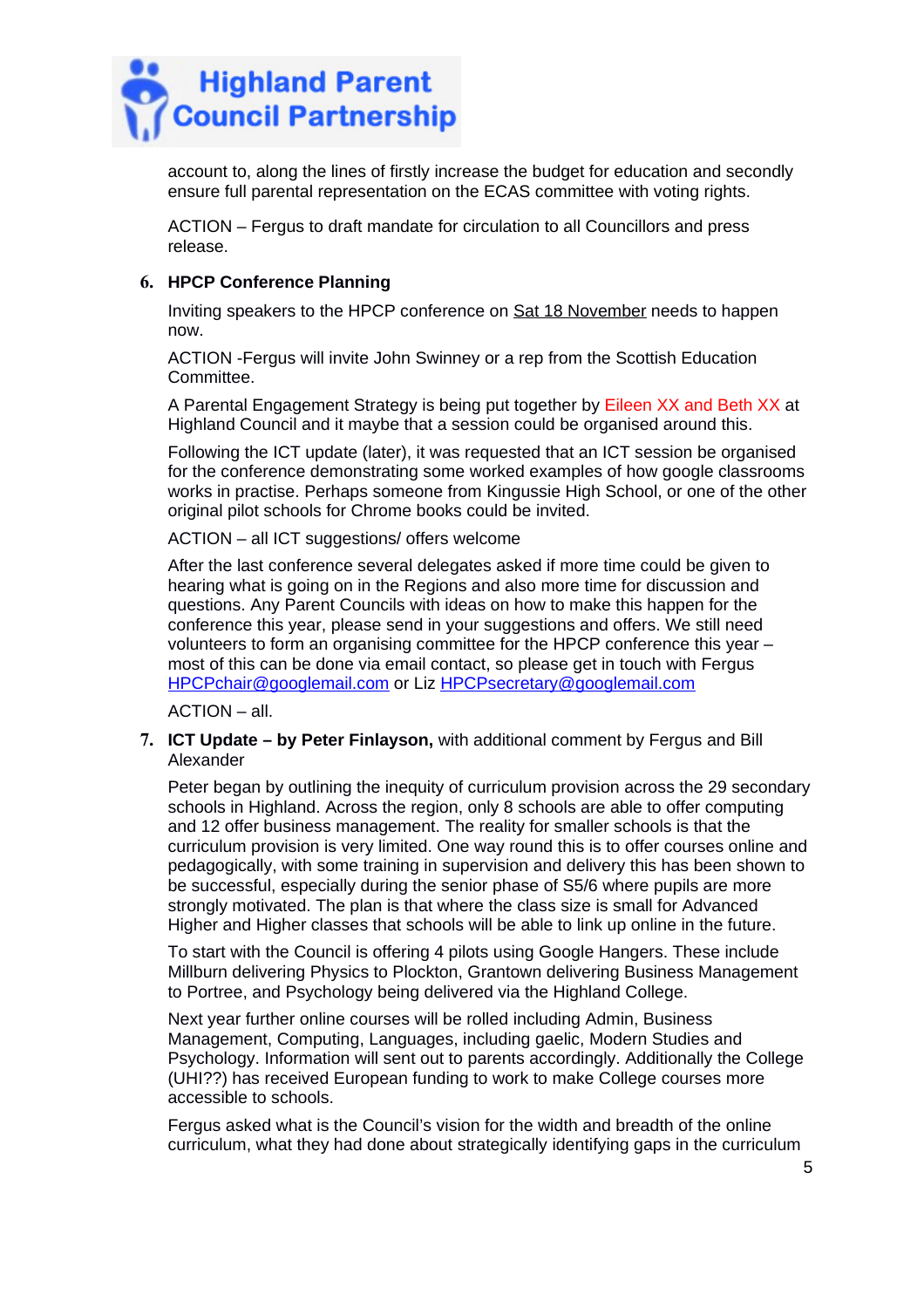account to, along the lines of firstly increase the budget for education and secondly ensure full parental representation on the ECAS committee with voting rights.

ACTION – Fergus to draft mandate for circulation to all Councillors and press release.

6. **HPCP Conference Planning**

Inviting speakers to the HPCP conference on Sat 18 November needs to happen now.

ACTION -Fergus will invite John Swinney or a rep from the Scottish Education Committee.

A Parental Engagement Strategy is being put together by Eileen XX and Beth XX at Highland Council and it maybe that a session could be organised around this.

Following the ICT update (later), it was requested that an ICT session be organised for the conference demonstrating some worked examples of how google classrooms works in practise. Perhaps someone from Kingussie High School, or one of the other original pilot schools for Chrome books could be invited.

ACTION – all ICT suggestions/ offers welcome

After the last conference several delegates asked if more time could be given to hearing what is going on in the Regions and also more time for discussion and questions. Any Parent Councils with ideas on how to make this happen for the conference this year, please send in your suggestions and offers. We still need volunteers to form an organising committee for the HPCP conference this year – most of this can be done via email contact, so please get in touch with Fergus HPCPchair@googlemail.com or Liz HPCPsecretary@googlemail.com

ACTION – all.

7. **ICT Update – by Peter Finlayson,** with additional comment by Fergus and Bill Alexander

Peter began by outlining the inequity of curriculum provision across the 29 secondary schools in Highland. Across the region, only 8 schools are able to offer computing and 12 offer business management. The reality for smaller schools is that the curriculum provision is very limited. One way round this is to offer courses online and pedagogically, with some training in supervision and delivery this has been shown to be successful, especially during the senior phase of S5/6 where pupils are more strongly motivated. The plan is that where the class size is small for Advanced Higher and Higher classes that schools will be able to link up online in the future.

To start with the Council is offering 4 pilots using Google Hangers. These include Millburn delivering Physics to Plockton, Grantown delivering Business Management to Portree, and Psychology being delivered via the Highland College.

Next year further online courses will be rolled including Admin, Business Management, Computing, Languages, including gaelic, Modern Studies and Psychology. Information will sent out to parents accordingly. Additionally the College (UHI??) has received European funding to work to make College courses more accessible to schools.

Fergus asked what is the Council's vision for the width and breadth of the online curriculum, what they had done about strategically identifying gaps in the curriculum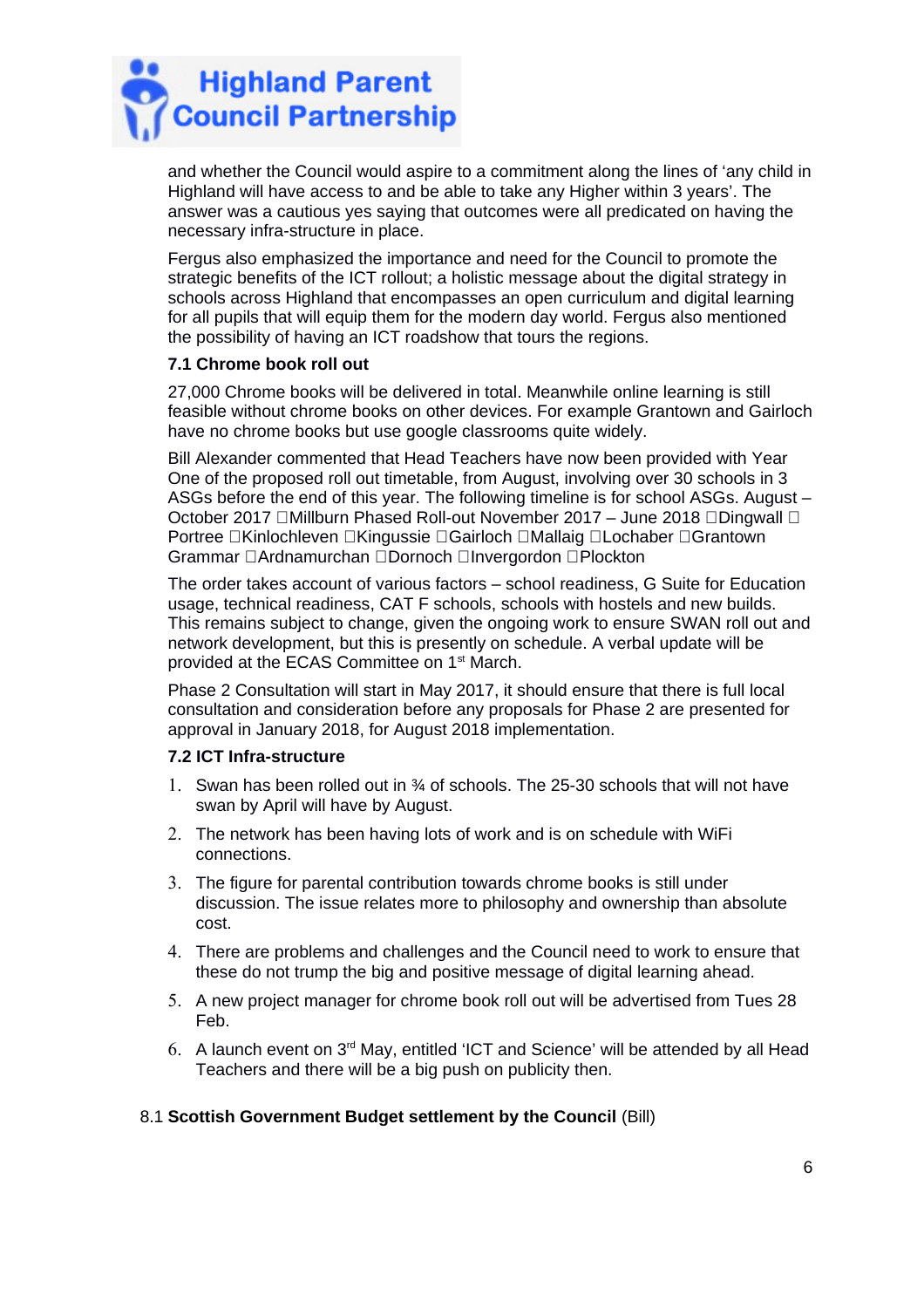and whether the Council would aspire to a commitment along the lines of 'any child in Highland will have access to and be able to take any Higher within 3 years'. The answer was a cautious yes saying that outcomes were all predicated on having the necessary infra-structure in place.

Fergus also emphasized the importance and need for the Council to promote the strategic benefits of the ICT rollout; a holistic message about the digital strategy in schools across Highland that encompasses an open curriculum and digital learning for all pupils that will equip them for the modern day world. Fergus also mentioned the possibility of having an ICT roadshow that tours the regions.

**7.1 Chrome book roll out**

27,000 Chrome books will be delivered in total. Meanwhile online learning is still feasible without chrome books on other devices. For example Grantown and Gairloch have no chrome books but use google classrooms quite widely.

Bill Alexander commented that Head Teachers have now been provided with Year One of the proposed roll out timetable, from August, involving over 30 schools in 3 ASGs before the end of this year. The following timeline is for school ASGs. August – October 2017 Millburn Phased Roll-out November 2017 – June 2018 Dingwall Portree Kinlochleven Kingussie Gairloch Mallaig Lochaber Grantown Grammar Ardnamurchan Dornoch Invergordon Plockton

The order takes account of various factors – school readiness, G Suite for Education usage, technical readiness, CAT F schools, schools with hostels and new builds. This remains subject to change, given the ongoing work to ensure SWAN roll out and network development, but this is presently on schedule. A verbal update will be provided at the ECAS Committee on 1st March.

Phase 2 Consultation will start in May 2017, it should ensure that there is full local consultation and consideration before any proposals for Phase 2 are presented for approval in January 2018, for August 2018 implementation.

**7.2 ICT Infra-structure**

1. Swan has been rolled out in ¾ of schools. The 25-30 schools that will not have swan by April will have by August.
2. The network has been having lots of work and is on schedule with WiFi connections.
3. The figure for parental contribution towards chrome books is still under discussion. The issue relates more to philosophy and ownership than absolute cost.
4. There are problems and challenges and the Council need to work to ensure that these do not trump the big and positive message of digital learning ahead.
5. A new project manager for chrome book roll out will be advertised from Tues 28 Feb.
6. A launch event on 3rd May, entitled 'ICT and Science' will be attended by all Head Teachers and there will be a big push on publicity then.

8.1 **Scottish Government Budget settlement by the Council** (Bill)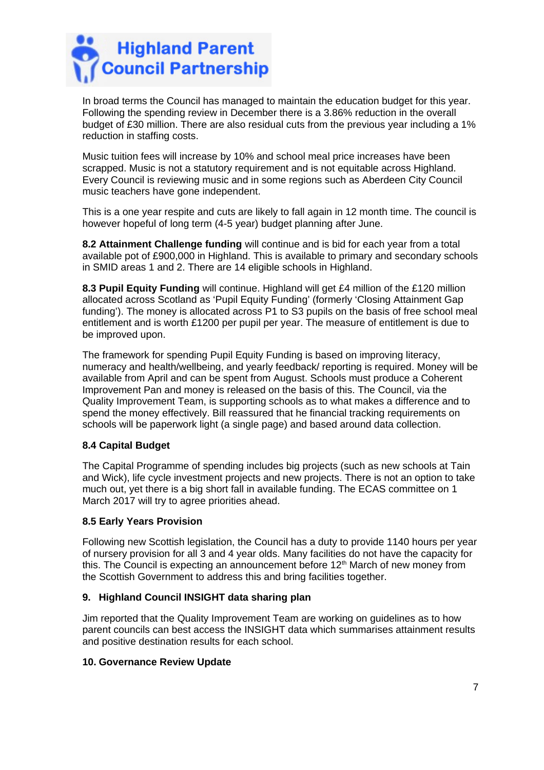In broad terms the Council has managed to maintain the education budget for this year. Following the spending review in December there is a 3.86% reduction in the overall budget of £30 million. There are also residual cuts from the previous year including a 1% reduction in staffing costs.

Music tuition fees will increase by 10% and school meal price increases have been scrapped. Music is not a statutory requirement and is not equitable across Highland. Every Council is reviewing music and in some regions such as Aberdeen City Council music teachers have gone independent.

This is a one year respite and cuts are likely to fall again in 12 month time. The council is however hopeful of long term (4-5 year) budget planning after June.

**8.2 Attainment Challenge funding** will continue and is bid for each year from a total available pot of £900,000 in Highland. This is available to primary and secondary schools in SMID areas 1 and 2. There are 14 eligible schools in Highland.

**8.3 Pupil Equity Funding** will continue. Highland will get £4 million of the £120 million allocated across Scotland as 'Pupil Equity Funding' (formerly 'Closing Attainment Gap funding'). The money is allocated across P1 to S3 pupils on the basis of free school meal entitlement and is worth £1200 per pupil per year. The measure of entitlement is due to be improved upon.

The framework for spending Pupil Equity Funding is based on improving literacy, numeracy and health/wellbeing, and yearly feedback/ reporting is required. Money will be available from April and can be spent from August. Schools must produce a Coherent Improvement Pan and money is released on the basis of this. The Council, via the Quality Improvement Team, is supporting schools as to what makes a difference and to spend the money effectively. Bill reassured that he financial tracking requirements on schools will be paperwork light (a single page) and based around data collection.

**8.4 Capital Budget**

The Capital Programme of spending includes big projects (such as new schools at Tain and Wick), life cycle investment projects and new projects. There is not an option to take much out, yet there is a big short fall in available funding. The ECAS committee on 1 March 2017 will try to agree priorities ahead.

**8.5 Early Years Provision**

Following new Scottish legislation, the Council has a duty to provide 1140 hours per year of nursery provision for all 3 and 4 year olds. Many facilities do not have the capacity for this. The Council is expecting an announcement before 12th March of new money from the Scottish Government to address this and bring facilities together.

**9. Highland Council INSIGHT data sharing plan**

Jim reported that the Quality Improvement Team are working on guidelines as to how parent councils can best access the INSIGHT data which summarises attainment results and positive destination results for each school.

**10. Governance Review Update**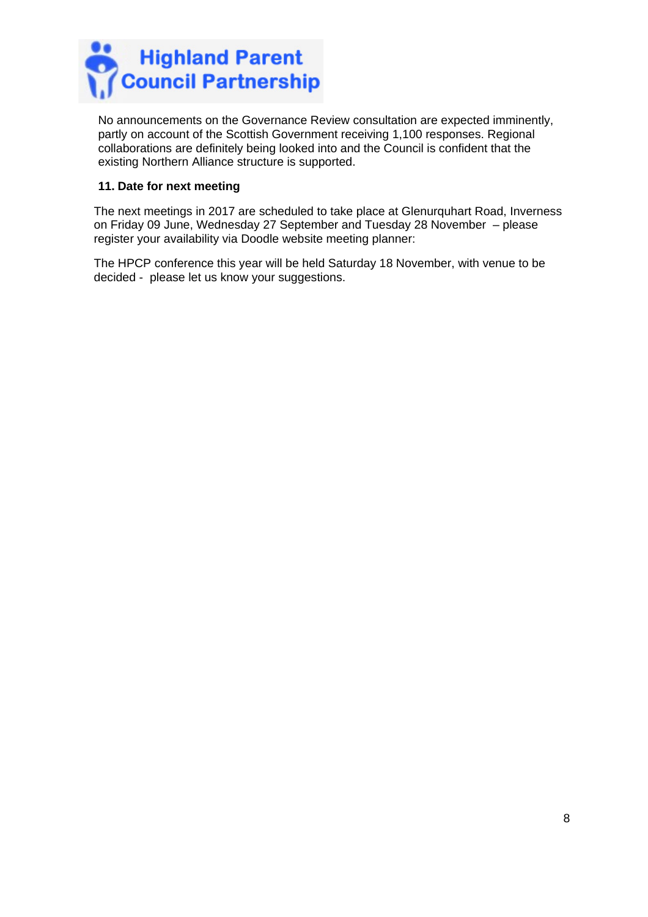No announcements on the Governance Review consultation are expected imminently, partly on account of the Scottish Government receiving 1,100 responses. Regional collaborations are definitely being looked into and the Council is confident that the existing Northern Alliance structure is supported.

**11. Date for next meeting**

The next meetings in 2017 are scheduled to take place at Glenurquhart Road, Inverness on Friday 09 June, Wednesday 27 September and Tuesday 28 November – please register your availability via Doodle website meeting planner:

The HPCP conference this year will be held Saturday 18 November, with venue to be decided - please let us know your suggestions.